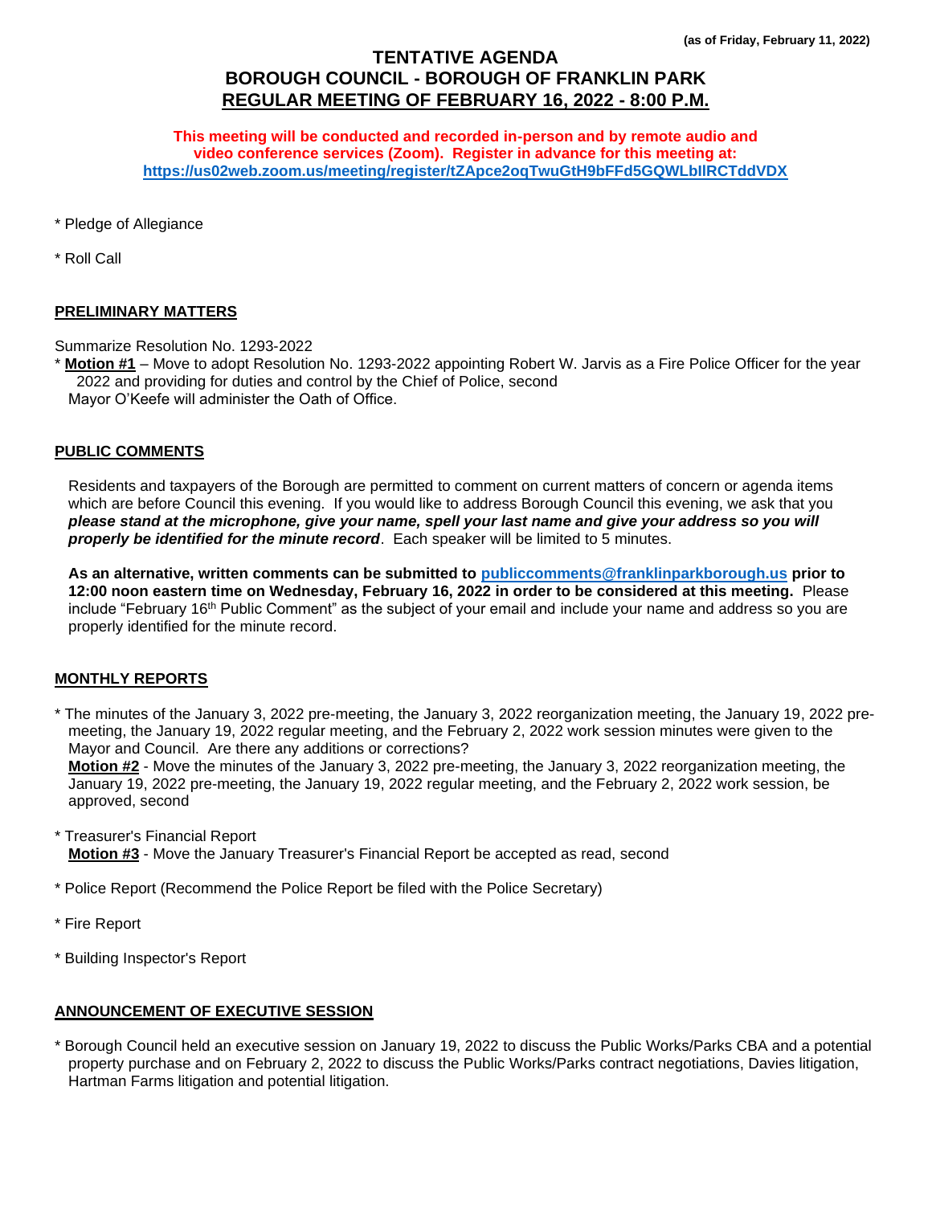(as of Friday, February 11, 2022)

# TENTATIVE AGENDA
# BOROUGH COUNCIL - BOROUGH OF FRANKLIN PARK
# REGULAR MEETING OF FEBRUARY 16, 2022 - 8:00 P.M.

**This meeting will be conducted and recorded in-person and by remote audio and video conference services (Zoom). Register in advance for this meeting at: https://us02web.zoom.us/meeting/register/tZApce2oqTwuGtH9bFFd5GQWLblIRCTddVDX**

\* Pledge of Allegiance

\* Roll Call

## PRELIMINARY MATTERS

Summarize Resolution No. 1293-2022

\* **Motion #1** – Move to adopt Resolution No. 1293-2022 appointing Robert W. Jarvis as a Fire Police Officer for the year 2022 and providing for duties and control by the Chief of Police, second
Mayor O'Keefe will administer the Oath of Office.

## PUBLIC COMMENTS

Residents and taxpayers of the Borough are permitted to comment on current matters of concern or agenda items which are before Council this evening. If you would like to address Borough Council this evening, we ask that you ***please stand at the microphone, give your name, spell your last name and give your address so you will properly be identified for the minute record***. Each speaker will be limited to 5 minutes.

**As an alternative, written comments can be submitted to publiccomments@franklinparkborough.us prior to 12:00 noon eastern time on Wednesday, February 16, 2022 in order to be considered at this meeting.** Please include "February 16th Public Comment" as the subject of your email and include your name and address so you are properly identified for the minute record.

## MONTHLY REPORTS

\* The minutes of the January 3, 2022 pre-meeting, the January 3, 2022 reorganization meeting, the January 19, 2022 pre-meeting, the January 19, 2022 regular meeting, and the February 2, 2022 work session minutes were given to the Mayor and Council. Are there any additions or corrections?
**Motion #2** - Move the minutes of the January 3, 2022 pre-meeting, the January 3, 2022 reorganization meeting, the January 19, 2022 pre-meeting, the January 19, 2022 regular meeting, and the February 2, 2022 work session, be approved, second

\* Treasurer's Financial Report
**Motion #3** - Move the January Treasurer's Financial Report be accepted as read, second

\* Police Report (Recommend the Police Report be filed with the Police Secretary)

\* Fire Report

\* Building Inspector's Report

## ANNOUNCEMENT OF EXECUTIVE SESSION

\* Borough Council held an executive session on January 19, 2022 to discuss the Public Works/Parks CBA and a potential property purchase and on February 2, 2022 to discuss the Public Works/Parks contract negotiations, Davies litigation, Hartman Farms litigation and potential litigation.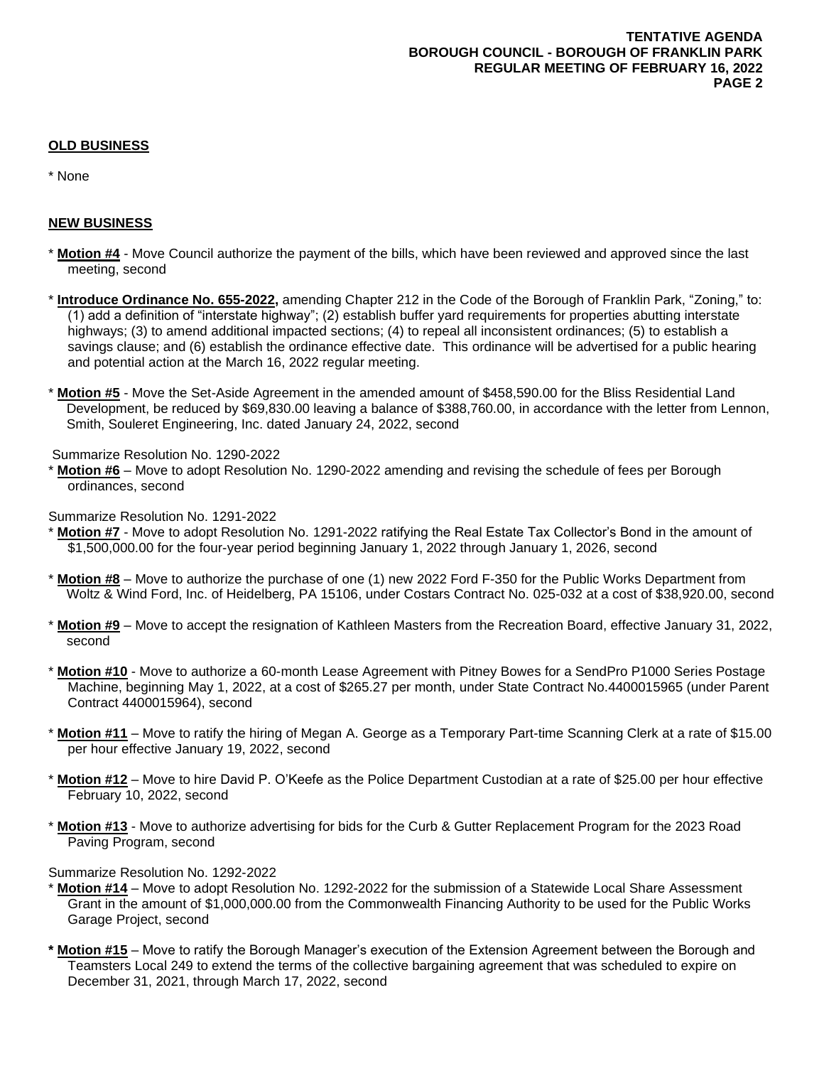## OLD BUSINESS

* None

## NEW BUSINESS

* **Motion #4** - Move Council authorize the payment of the bills, which have been reviewed and approved since the last meeting, second

* **Introduce Ordinance No. 655-2022,** amending Chapter 212 in the Code of the Borough of Franklin Park, "Zoning," to: (1) add a definition of "interstate highway"; (2) establish buffer yard requirements for properties abutting interstate highways; (3) to amend additional impacted sections; (4) to repeal all inconsistent ordinances; (5) to establish a savings clause; and (6) establish the ordinance effective date. This ordinance will be advertised for a public hearing and potential action at the March 16, 2022 regular meeting.

* **Motion #5** - Move the Set-Aside Agreement in the amended amount of $458,590.00 for the Bliss Residential Land Development, be reduced by $69,830.00 leaving a balance of $388,760.00, in accordance with the letter from Lennon, Smith, Souleret Engineering, Inc. dated January 24, 2022, second

Summarize Resolution No. 1290-2022

* **Motion #6** – Move to adopt Resolution No. 1290-2022 amending and revising the schedule of fees per Borough ordinances, second

Summarize Resolution No. 1291-2022

* **Motion #7** - Move to adopt Resolution No. 1291-2022 ratifying the Real Estate Tax Collector's Bond in the amount of $1,500,000.00 for the four-year period beginning January 1, 2022 through January 1, 2026, second

* **Motion #8** – Move to authorize the purchase of one (1) new 2022 Ford F-350 for the Public Works Department from Woltz & Wind Ford, Inc. of Heidelberg, PA 15106, under Costars Contract No. 025-032 at a cost of $38,920.00, second

* **Motion #9** – Move to accept the resignation of Kathleen Masters from the Recreation Board, effective January 31, 2022, second

* **Motion #10** - Move to authorize a 60-month Lease Agreement with Pitney Bowes for a SendPro P1000 Series Postage Machine, beginning May 1, 2022, at a cost of $265.27 per month, under State Contract No.4400015965 (under Parent Contract 4400015964), second

* **Motion #11** – Move to ratify the hiring of Megan A. George as a Temporary Part-time Scanning Clerk at a rate of $15.00 per hour effective January 19, 2022, second

* **Motion #12** – Move to hire David P. O'Keefe as the Police Department Custodian at a rate of $25.00 per hour effective February 10, 2022, second

* **Motion #13** - Move to authorize advertising for bids for the Curb & Gutter Replacement Program for the 2023 Road Paving Program, second

Summarize Resolution No. 1292-2022

* **Motion #14** – Move to adopt Resolution No. 1292-2022 for the submission of a Statewide Local Share Assessment Grant in the amount of $1,000,000.00 from the Commonwealth Financing Authority to be used for the Public Works Garage Project, second

* **Motion #15** – Move to ratify the Borough Manager's execution of the Extension Agreement between the Borough and Teamsters Local 249 to extend the terms of the collective bargaining agreement that was scheduled to expire on December 31, 2021, through March 17, 2022, second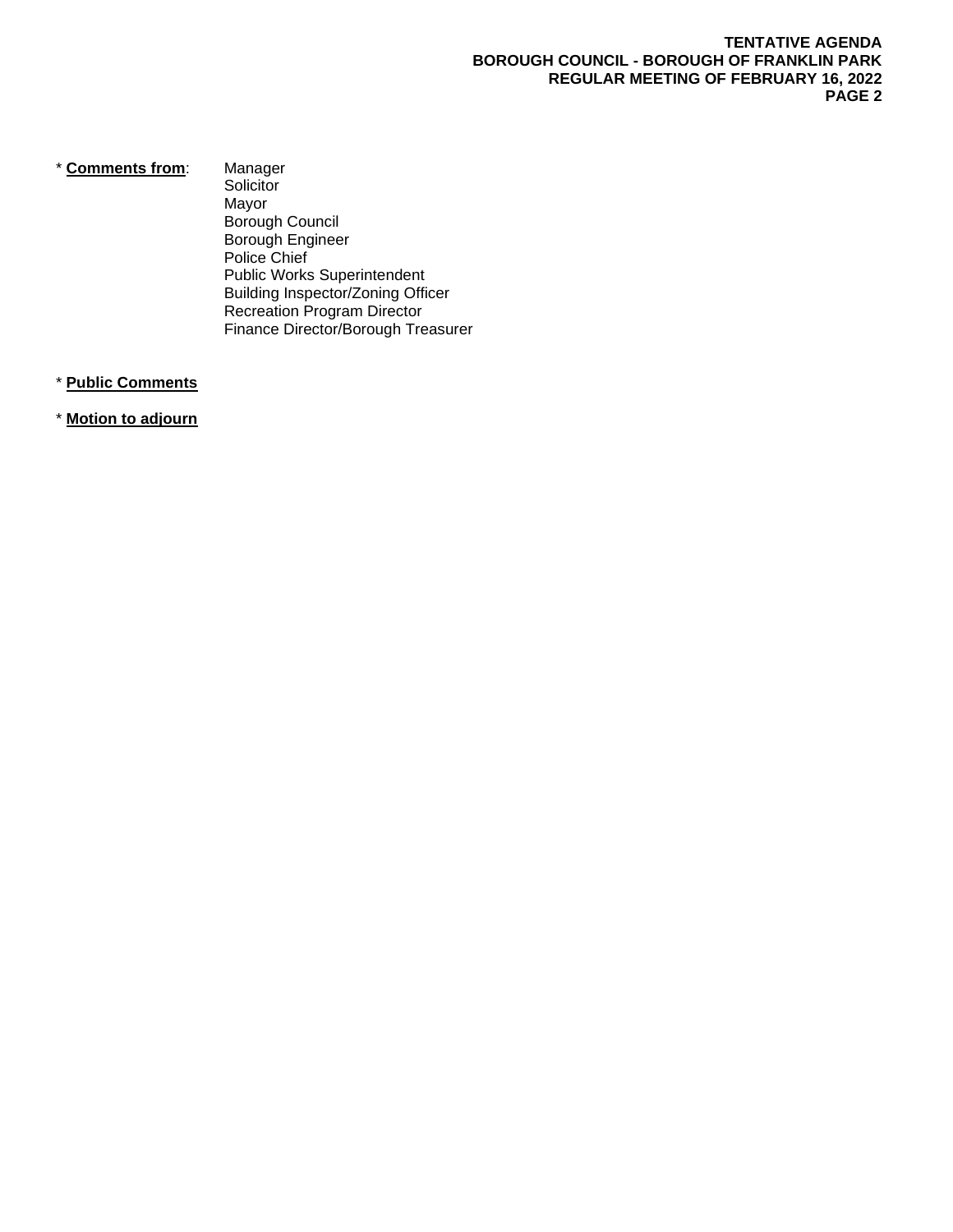* **Comments from**: Manager
Solicitor
Mayor
Borough Council
Borough Engineer
Police Chief
Public Works Superintendent
Building Inspector/Zoning Officer
Recreation Program Director
Finance Director/Borough Treasurer

* **Public Comments**

* **Motion to adjourn**